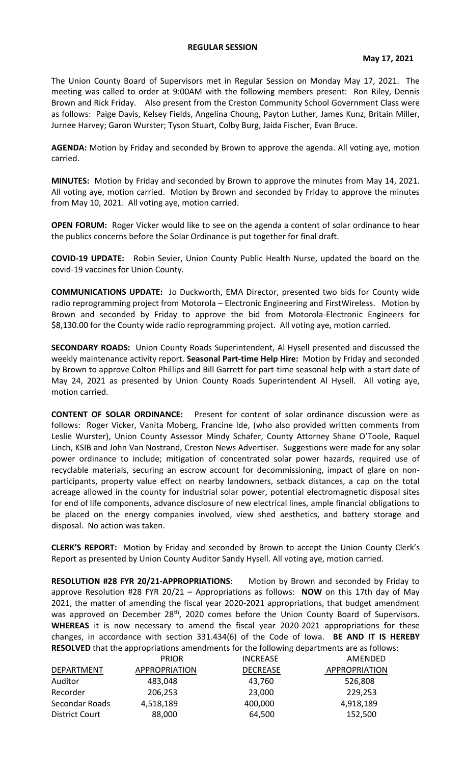# REGULAR SESSION

**May 17, 2021**

The Union County Board of Supervisors met in Regular Session on Monday May 17, 2021. The meeting was called to order at 9:00AM with the following members present: Ron Riley, Dennis Brown and Rick Friday. Also present from the Creston Community School Government Class were as follows: Paige Davis, Kelsey Fields, Angelina Choung, Payton Luther, James Kunz, Britain Miller, Jurnee Harvey; Garon Wurster; Tyson Stuart, Colby Burg, Jaida Fischer, Evan Bruce.

**AGENDA:** Motion by Friday and seconded by Brown to approve the agenda. All voting aye, motion carried.

**MINUTES:** Motion by Friday and seconded by Brown to approve the minutes from May 14, 2021. All voting aye, motion carried. Motion by Brown and seconded by Friday to approve the minutes from May 10, 2021. All voting aye, motion carried.

**OPEN FORUM:** Roger Vicker would like to see on the agenda a content of solar ordinance to hear the publics concerns before the Solar Ordinance is put together for final draft.

**COVID-19 UPDATE:** Robin Sevier, Union County Public Health Nurse, updated the board on the covid-19 vaccines for Union County.

**COMMUNICATIONS UPDATE:** Jo Duckworth, EMA Director, presented two bids for County wide radio reprogramming project from Motorola – Electronic Engineering and FirstWireless. Motion by Brown and seconded by Friday to approve the bid from Motorola-Electronic Engineers for $8,130.00 for the County wide radio reprogramming project. All voting aye, motion carried.

**SECONDARY ROADS:** Union County Roads Superintendent, Al Hysell presented and discussed the weekly maintenance activity report. **Seasonal Part-time Help Hire:** Motion by Friday and seconded by Brown to approve Colton Phillips and Bill Garrett for part-time seasonal help with a start date of May 24, 2021 as presented by Union County Roads Superintendent Al Hysell. All voting aye, motion carried.

**CONTENT OF SOLAR ORDINANCE:** Present for content of solar ordinance discussion were as follows: Roger Vicker, Vanita Moberg, Francine Ide, (who also provided written comments from Leslie Wurster), Union County Assessor Mindy Schafer, County Attorney Shane O'Toole, Raquel Linch, KSIB and John Van Nostrand, Creston News Advertiser. Suggestions were made for any solar power ordinance to include; mitigation of concentrated solar power hazards, required use of recyclable materials, securing an escrow account for decommissioning, impact of glare on non-participants, property value effect on nearby landowners, setback distances, a cap on the total acreage allowed in the county for industrial solar power, potential electromagnetic disposal sites for end of life components, advance disclosure of new electrical lines, ample financial obligations to be placed on the energy companies involved, view shed aesthetics, and battery storage and disposal. No action was taken.

**CLERK'S REPORT:** Motion by Friday and seconded by Brown to accept the Union County Clerk's Report as presented by Union County Auditor Sandy Hysell. All voting aye, motion carried.

**RESOLUTION #28 FYR 20/21-APPROPRIATIONS**: Motion by Brown and seconded by Friday to approve Resolution #28 FYR 20/21 – Appropriations as follows: **NOW** on this 17th day of May 2021, the matter of amending the fiscal year 2020-2021 appropriations, that budget amendment was approved on December 28th, 2020 comes before the Union County Board of Supervisors. **WHEREAS** it is now necessary to amend the fiscal year 2020-2021 appropriations for these changes, in accordance with section 331.434(6) of the Code of Iowa. **BE AND IT IS HEREBY RESOLVED** that the appropriations amendments for the following departments are as follows:

| DEPARTMENT | PRIOR APPROPRIATION | INCREASE DECREASE | AMENDED APPROPRIATION |
|---|---|---|---|
| Auditor | 483,048 | 43,760 | 526,808 |
| Recorder | 206,253 | 23,000 | 229,253 |
| Secondar Roads | 4,518,189 | 400,000 | 4,918,189 |
| District Court | 88,000 | 64,500 | 152,500 |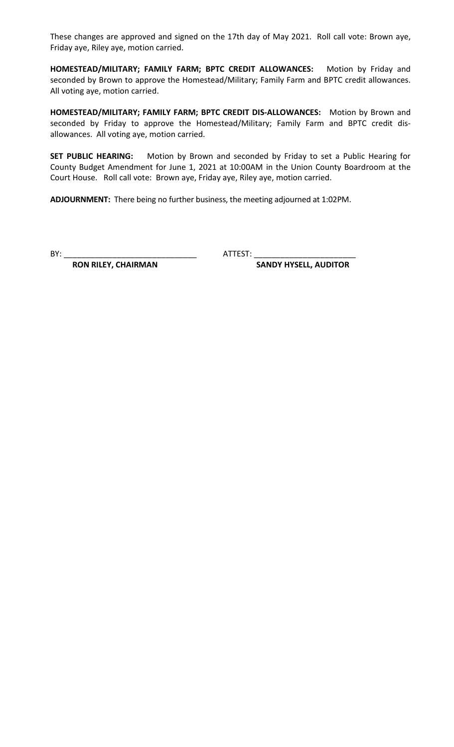These changes are approved and signed on the 17th day of May 2021. Roll call vote: Brown aye, Friday aye, Riley aye, motion carried.

**HOMESTEAD/MILITARY; FAMILY FARM; BPTC CREDIT ALLOWANCES:** Motion by Friday and seconded by Brown to approve the Homestead/Military; Family Farm and BPTC credit allowances. All voting aye, motion carried.

**HOMESTEAD/MILITARY; FAMILY FARM; BPTC CREDIT DIS-ALLOWANCES:** Motion by Brown and seconded by Friday to approve the Homestead/Military; Family Farm and BPTC credit dis-allowances. All voting aye, motion carried.

**SET PUBLIC HEARING:** Motion by Brown and seconded by Friday to set a Public Hearing for County Budget Amendment for June 1, 2021 at 10:00AM in the Union County Boardroom at the Court House. Roll call vote: Brown aye, Friday aye, Riley aye, motion carried.

**ADJOURNMENT:** There being no further business, the meeting adjourned at 1:02PM.

BY: ______________________________ ATTEST: ______________________

**RON RILEY, CHAIRMAN** **SANDY HYSELL, AUDITOR**